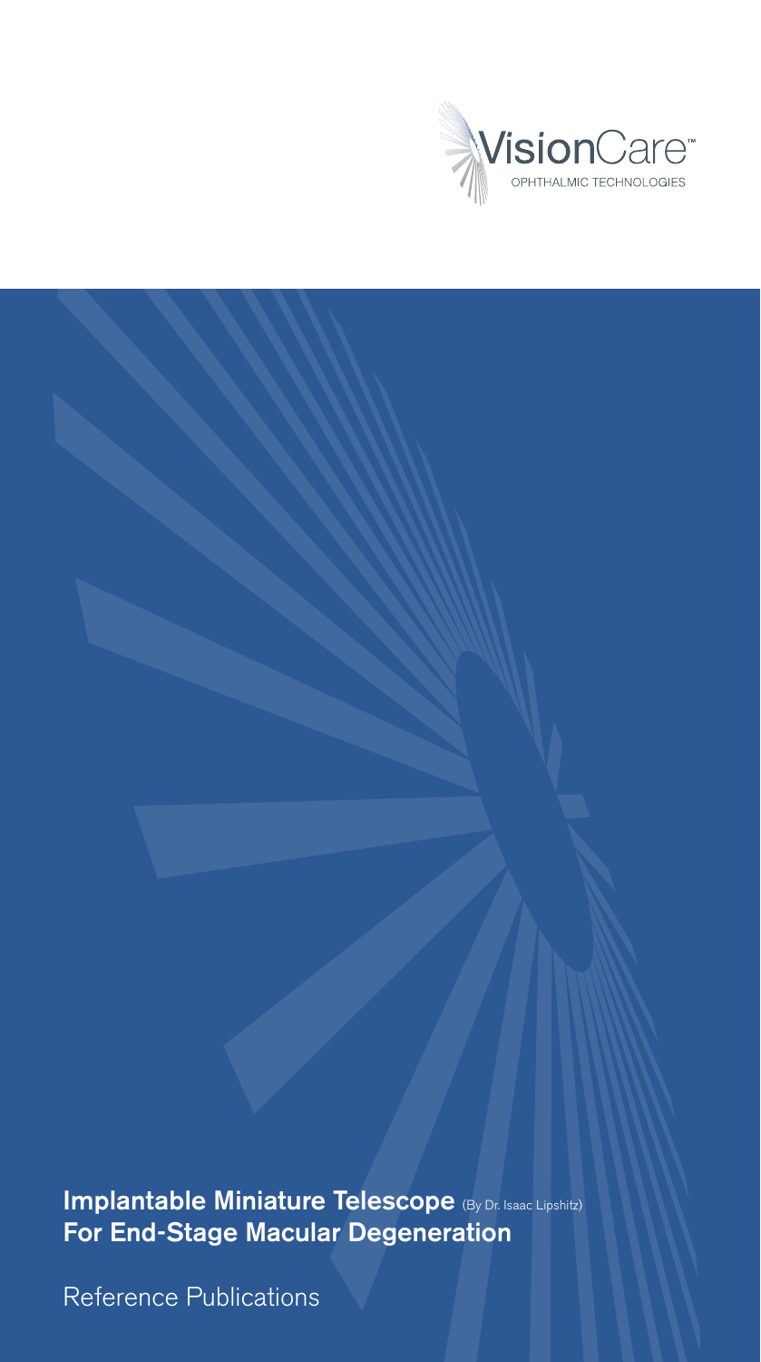VisionCare™

OPHTHALMIC TECHNOLOGIES

# Implantable Miniature Telescope (By Dr. Isaac Lipshitz)
# For End-Stage Macular Degeneration

Reference Publications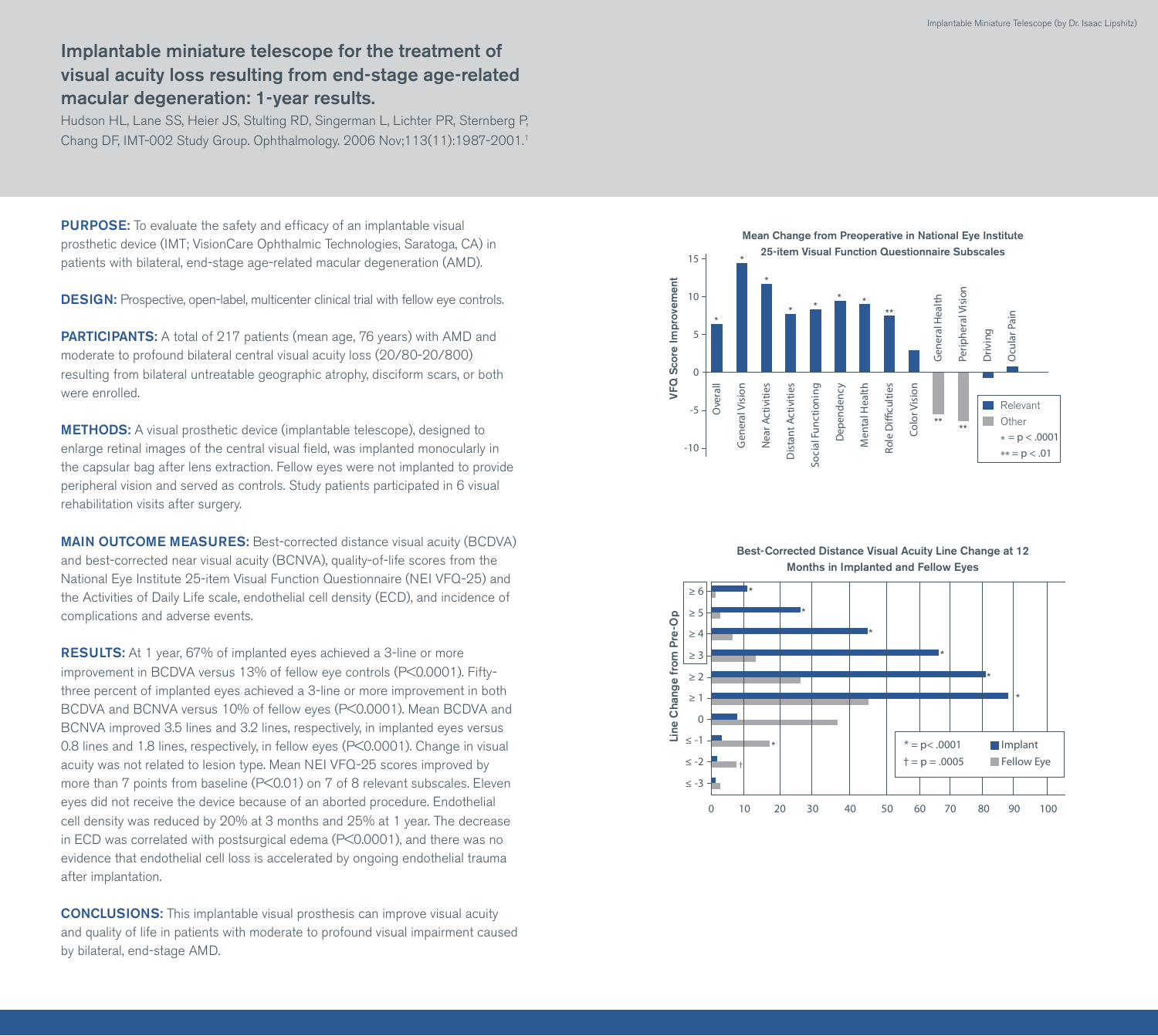## Implantable miniature telescope for the treatment of visual acuity loss resulting from end-stage age-related macular degeneration: 1-year results.

Hudson HL, Lane SS, Heier JS, Stulting RD, Singerman L, Lichter PR, Sternberg P, Chang DF, IMT-002 Study Group. Ophthalmology. 2006 Nov;113(11):1987-2001.[1]

**PURPOSE:** To evaluate the safety and efficacy of an implantable visual prosthetic device (IMT; VisionCare Ophthalmic Technologies, Saratoga, CA) in patients with bilateral, end-stage age-related macular degeneration (AMD).

**DESIGN:** Prospective, open-label, multicenter clinical trial with fellow eye controls.

**PARTICIPANTS:** A total of 217 patients (mean age, 76 years) with AMD and moderate to profound bilateral central visual acuity loss (20/80-20/800) resulting from bilateral untreatable geographic atrophy, disciform scars, or both were enrolled.

**METHODS:** A visual prosthetic device (implantable telescope), designed to enlarge retinal images of the central visual field, was implanted monocularly in the capsular bag after lens extraction. Fellow eyes were not implanted to provide peripheral vision and served as controls. Study patients participated in 6 visual rehabilitation visits after surgery.

**MAIN OUTCOME MEASURES:** Best-corrected distance visual acuity (BCDVA) and best-corrected near visual acuity (BCNVA), quality-of-life scores from the National Eye Institute 25-item Visual Function Questionnaire (NEI VFQ-25) and the Activities of Daily Life scale, endothelial cell density (ECD), and incidence of complications and adverse events.

**RESULTS:** At 1 year, 67% of implanted eyes achieved a 3-line or more improvement in BCDVA versus 13% of fellow eye controls ($P<0.0001$). Fifty-three percent of implanted eyes achieved a 3-line or more improvement in both BCDVA and BCNVA versus 10% of fellow eyes ($P<0.0001$). Mean BCDVA and BCNVA improved 3.5 lines and 3.2 lines, respectively, in implanted eyes versus 0.8 lines and 1.8 lines, respectively, in fellow eyes ($P<0.0001$). Change in visual acuity was not related to lesion type. Mean NEI VFQ-25 scores improved by more than 7 points from baseline ($P<0.01$) on 7 of 8 relevant subscales. Eleven eyes did not receive the device because of an aborted procedure. Endothelial cell density was reduced by 20% at 3 months and 25% at 1 year. The decrease in ECD was correlated with postsurgical edema ($P<0.0001$), and there was no evidence that endothelial cell loss is accelerated by ongoing endothelial trauma after implantation.

**CONCLUSIONS:** This implantable visual prosthesis can improve visual acuity and quality of life in patients with moderate to profound visual impairment caused by bilateral, end-stage AMD.

**Mean Change from Preoperative in National Eye Institute 25-item Visual Function Questionnaire Subscales**

**Best-Corrected Distance Visual Acuity Line Change at 12 Months in Implanted and Fellow Eyes**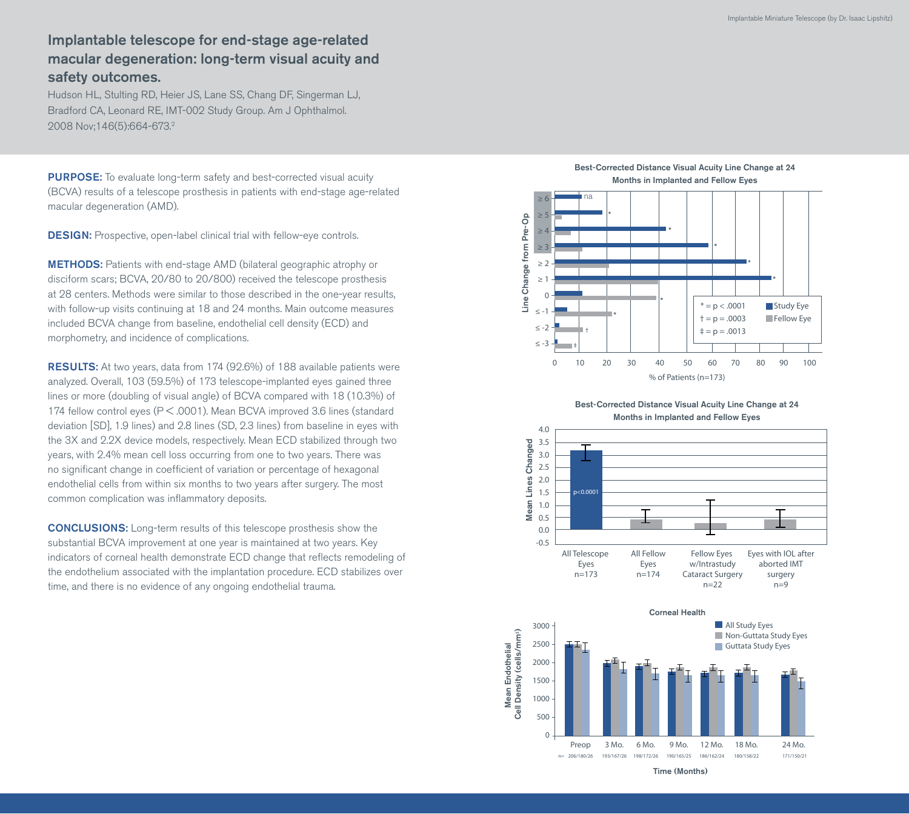# Implantable telescope for end-stage age-related macular degeneration: long-term visual acuity and safety outcomes.

Hudson HL, Stulting RD, Heier JS, Lane SS, Chang DF, Singerman LJ, Bradford CA, Leonard RE, IMT-002 Study Group. Am J Ophthalmol. 2008 Nov;146(5):664-673.[2]

**PURPOSE:** To evaluate long-term safety and best-corrected visual acuity (BCVA) results of a telescope prosthesis in patients with end-stage age-related macular degeneration (AMD).

**DESIGN:** Prospective, open-label clinical trial with fellow-eye controls.

**METHODS:** Patients with end-stage AMD (bilateral geographic atrophy or disciform scars; BCVA, 20/80 to 20/800) received the telescope prosthesis at 28 centers. Methods were similar to those described in the one-year results, with follow-up visits continuing at 18 and 24 months. Main outcome measures included BCVA change from baseline, endothelial cell density (ECD) and morphometry, and incidence of complications.

**RESULTS:** At two years, data from 174 (92.6%) of 188 available patients were analyzed. Overall, 103 (59.5%) of 173 telescope-implanted eyes gained three lines or more (doubling of visual angle) of BCVA compared with 18 (10.3%) of 174 fellow control eyes ($P < .0001$). Mean BCVA improved 3.6 lines (standard deviation [SD], 1.9 lines) and 2.8 lines (SD, 2.3 lines) from baseline in eyes with the 3X and 2.2X device models, respectively. Mean ECD stabilized through two years, with 2.4% mean cell loss occurring from one to two years. There was no significant change in coefficient of variation or percentage of hexagonal endothelial cells from within six months to two years after surgery. The most common complication was inflammatory deposits.

**CONCLUSIONS:** Long-term results of this telescope prosthesis show the substantial BCVA improvement at one year is maintained at two years. Key indicators of corneal health demonstrate ECD change that reflects remodeling of the endothelium associated with the implantation procedure. ECD stabilizes over time, and there is no evidence of any ongoing endothelial trauma.

**Best-Corrected Distance Visual Acuity Line Change at 24 Months in Implanted and Fellow Eyes**

**Best-Corrected Distance Visual Acuity Line Change at 24 Months in Implanted and Fellow Eyes**

**Corneal Health**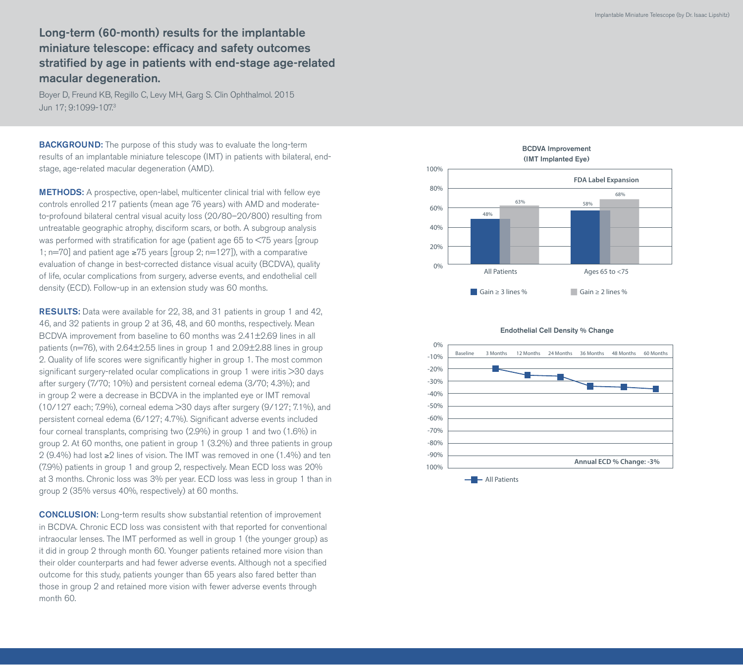# Long-term (60-month) results for the implantable miniature telescope: efficacy and safety outcomes stratified by age in patients with end-stage age-related macular degeneration.

Boyer D, Freund KB, Regillo C, Levy MH, Garg S. Clin Ophthalmol. 2015 Jun 17; 9:1099-107.[3]

**BACKGROUND:** The purpose of this study was to evaluate the long-term results of an implantable miniature telescope (IMT) in patients with bilateral, end-stage, age-related macular degeneration (AMD).

**METHODS:** A prospective, open-label, multicenter clinical trial with fellow eye controls enrolled 217 patients (mean age 76 years) with AMD and moderate-to-profound bilateral central visual acuity loss (20/80–20/800) resulting from untreatable geographic atrophy, disciform scars, or both. A subgroup analysis was performed with stratification for age (patient age 65 to <75 years [group 1; n=70] and patient age ≥75 years [group 2; n=127]), with a comparative evaluation of change in best-corrected distance visual acuity (BCDVA), quality of life, ocular complications from surgery, adverse events, and endothelial cell density (ECD). Follow-up in an extension study was 60 months.

**RESULTS:** Data were available for 22, 38, and 31 patients in group 1 and 42, 46, and 32 patients in group 2 at 36, 48, and 60 months, respectively. Mean BCDVA improvement from baseline to 60 months was 2.41±2.69 lines in all patients (n=76), with 2.64±2.55 lines in group 1 and 2.09±2.88 lines in group 2. Quality of life scores were significantly higher in group 1. The most common significant surgery-related ocular complications in group 1 were iritis >30 days after surgery (7/70; 10%) and persistent corneal edema (3/70; 4.3%); and in group 2 were a decrease in BCDVA in the implanted eye or IMT removal (10/127 each; 7.9%), corneal edema >30 days after surgery (9/127; 7.1%), and persistent corneal edema (6/127; 4.7%). Significant adverse events included four corneal transplants, comprising two (2.9%) in group 1 and two (1.6%) in group 2. At 60 months, one patient in group 1 (3.2%) and three patients in group 2 (9.4%) had lost ≥2 lines of vision. The IMT was removed in one (1.4%) and ten (7.9%) patients in group 1 and group 2, respectively. Mean ECD loss was 20% at 3 months. Chronic loss was 3% per year. ECD loss was less in group 1 than in group 2 (35% versus 40%, respectively) at 60 months.

**CONCLUSION:** Long-term results show substantial retention of improvement in BCDVA. Chronic ECD loss was consistent with that reported for conventional intraocular lenses. The IMT performed as well in group 1 (the younger group) as it did in group 2 through month 60. Younger patients retained more vision than their older counterparts and had fewer adverse events. Although not a specified outcome for this study, patients younger than 65 years also fared better than those in group 2 and retained more vision with fewer adverse events through month 60.

**BCDVA Improvement (IMT Implanted Eye)**

FDA Label Expansion

| | Gain ≥ 3 lines % | Gain ≥ 2 lines % |
|---|---|---|
| All Patients | 48% | 63% |
| Ages 65 to <75 | 58% | 68% |

**Endothelial Cell Density % Change**

All Patients: Baseline, 3 Months, 12 Months, 24 Months, 36 Months, 48 Months, 60 Months

Annual ECD % Change: -3%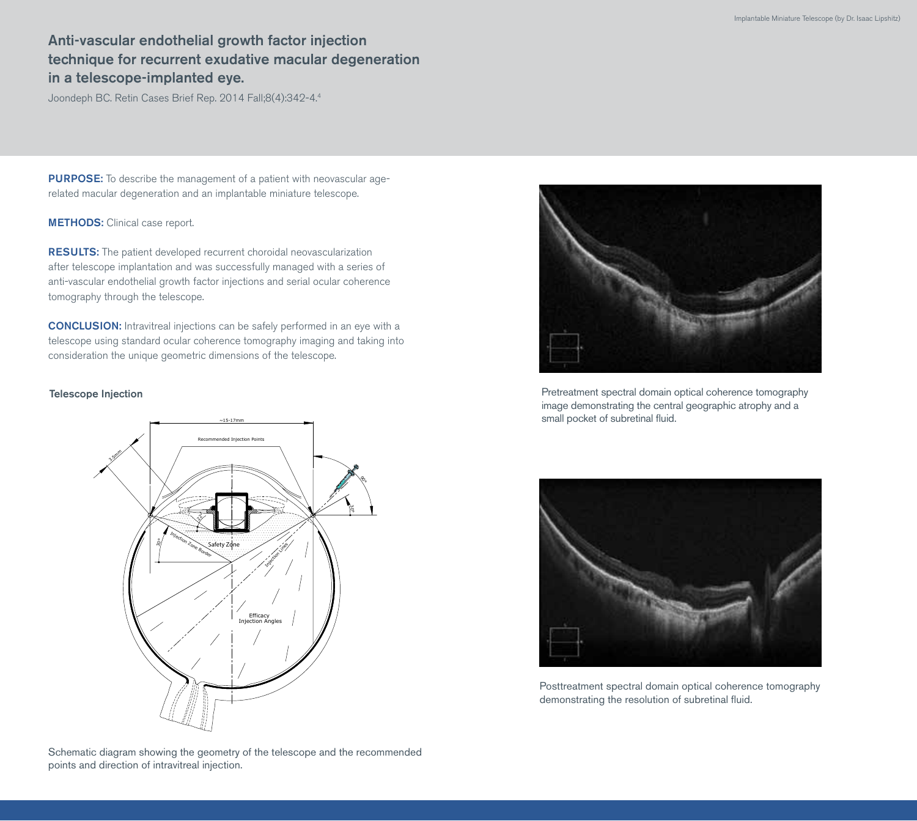## Anti-vascular endothelial growth factor injection technique for recurrent exudative macular degeneration in a telescope-implanted eye.

Joondeph BC. Retin Cases Brief Rep. 2014 Fall;8(4):342-4.[4]

**PURPOSE:** To describe the management of a patient with neovascular age-related macular degeneration and an implantable miniature telescope.

**METHODS:** Clinical case report.

**RESULTS:** The patient developed recurrent choroidal neovascularization after telescope implantation and was successfully managed with a series of anti-vascular endothelial growth factor injections and serial ocular coherence tomography through the telescope.

**CONCLUSION:** Intravitreal injections can be safely performed in an eye with a telescope using standard ocular coherence tomography imaging and taking into consideration the unique geometric dimensions of the telescope.

### Telescope Injection

Schematic diagram showing the geometry of the telescope and the recommended points and direction of intravitreal injection.

Pretreatment spectral domain optical coherence tomography image demonstrating the central geographic atrophy and a small pocket of subretinal fluid.

Posttreatment spectral domain optical coherence tomography demonstrating the resolution of subretinal fluid.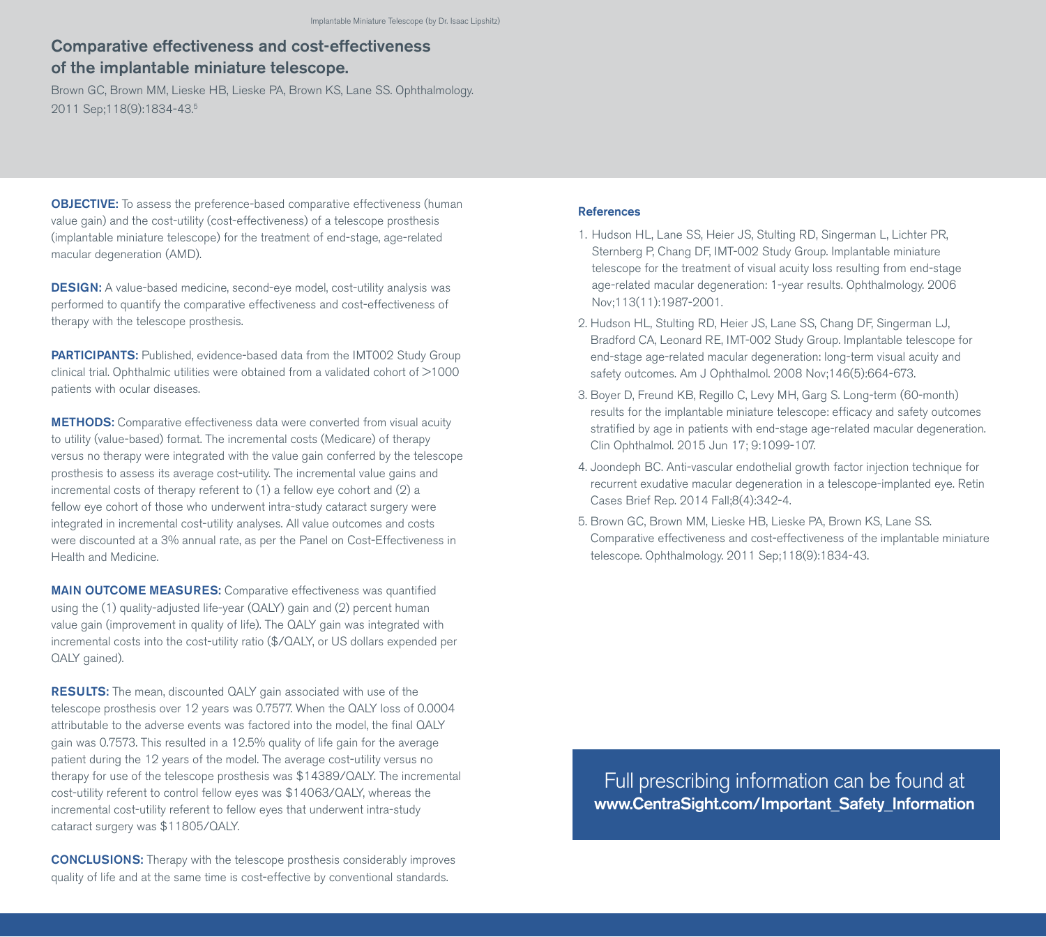## Comparative effectiveness and cost-effectiveness of the implantable miniature telescope.

Brown GC, Brown MM, Lieske HB, Lieske PA, Brown KS, Lane SS. Ophthalmology. 2011 Sep;118(9):1834-43.[5]

**OBJECTIVE:** To assess the preference-based comparative effectiveness (human value gain) and the cost-utility (cost-effectiveness) of a telescope prosthesis (implantable miniature telescope) for the treatment of end-stage, age-related macular degeneration (AMD).

**DESIGN:** A value-based medicine, second-eye model, cost-utility analysis was performed to quantify the comparative effectiveness and cost-effectiveness of therapy with the telescope prosthesis.

**PARTICIPANTS:** Published, evidence-based data from the IMT002 Study Group clinical trial. Ophthalmic utilities were obtained from a validated cohort of >1000 patients with ocular diseases.

**METHODS:** Comparative effectiveness data were converted from visual acuity to utility (value-based) format. The incremental costs (Medicare) of therapy versus no therapy were integrated with the value gain conferred by the telescope prosthesis to assess its average cost-utility. The incremental value gains and incremental costs of therapy referent to (1) a fellow eye cohort and (2) a fellow eye cohort of those who underwent intra-study cataract surgery were integrated in incremental cost-utility analyses. All value outcomes and costs were discounted at a 3% annual rate, as per the Panel on Cost-Effectiveness in Health and Medicine.

**MAIN OUTCOME MEASURES:** Comparative effectiveness was quantified using the (1) quality-adjusted life-year (QALY) gain and (2) percent human value gain (improvement in quality of life). The QALY gain was integrated with incremental costs into the cost-utility ratio ($/QALY, or US dollars expended per QALY gained).

**RESULTS:** The mean, discounted QALY gain associated with use of the telescope prosthesis over 12 years was 0.7577. When the QALY loss of 0.0004 attributable to the adverse events was factored into the model, the final QALY gain was 0.7573. This resulted in a 12.5% quality of life gain for the average patient during the 12 years of the model. The average cost-utility versus no therapy for use of the telescope prosthesis was $14389/QALY. The incremental cost-utility referent to control fellow eyes was $14063/QALY, whereas the incremental cost-utility referent to fellow eyes that underwent intra-study cataract surgery was $11805/QALY.

**CONCLUSIONS:** Therapy with the telescope prosthesis considerably improves quality of life and at the same time is cost-effective by conventional standards.

### References

1. Hudson HL, Lane SS, Heier JS, Stulting RD, Singerman L, Lichter PR, Sternberg P, Chang DF, IMT-002 Study Group. Implantable miniature telescope for the treatment of visual acuity loss resulting from end-stage age-related macular degeneration: 1-year results. Ophthalmology. 2006 Nov;113(11):1987-2001.
2. Hudson HL, Stulting RD, Heier JS, Lane SS, Chang DF, Singerman LJ, Bradford CA, Leonard RE, IMT-002 Study Group. Implantable telescope for end-stage age-related macular degeneration: long-term visual acuity and safety outcomes. Am J Ophthalmol. 2008 Nov;146(5):664-673.
3. Boyer D, Freund KB, Regillo C, Levy MH, Garg S. Long-term (60-month) results for the implantable miniature telescope: efficacy and safety outcomes stratified by age in patients with end-stage age-related macular degeneration. Clin Ophthalmol. 2015 Jun 17; 9:1099-107.
4. Joondeph BC. Anti-vascular endothelial growth factor injection technique for recurrent exudative macular degeneration in a telescope-implanted eye. Retin Cases Brief Rep. 2014 Fall;8(4):342-4.
5. Brown GC, Brown MM, Lieske HB, Lieske PA, Brown KS, Lane SS. Comparative effectiveness and cost-effectiveness of the implantable miniature telescope. Ophthalmology. 2011 Sep;118(9):1834-43.

Full prescribing information can be found at **www.CentraSight.com/Important_Safety_Information**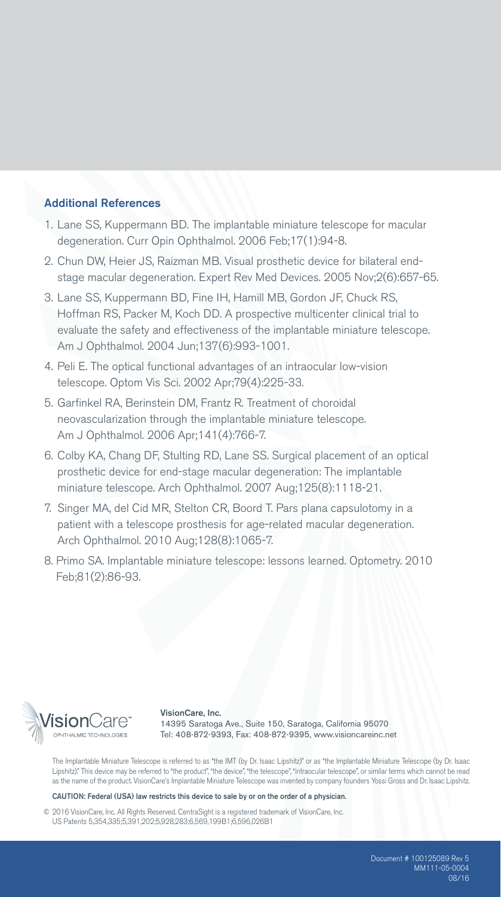## Additional References

1. Lane SS, Kuppermann BD. The implantable miniature telescope for macular degeneration. Curr Opin Ophthalmol. 2006 Feb;17(1):94-8.
2. Chun DW, Heier JS, Raizman MB. Visual prosthetic device for bilateral end-stage macular degeneration. Expert Rev Med Devices. 2005 Nov;2(6):657-65.
3. Lane SS, Kuppermann BD, Fine IH, Hamill MB, Gordon JF, Chuck RS, Hoffman RS, Packer M, Koch DD. A prospective multicenter clinical trial to evaluate the safety and effectiveness of the implantable miniature telescope. Am J Ophthalmol. 2004 Jun;137(6):993-1001.
4. Peli E. The optical functional advantages of an intraocular low-vision telescope. Optom Vis Sci. 2002 Apr;79(4):225-33.
5. Garfinkel RA, Berinstein DM, Frantz R. Treatment of choroidal neovascularization through the implantable miniature telescope. Am J Ophthalmol. 2006 Apr;141(4):766-7.
6. Colby KA, Chang DF, Stulting RD, Lane SS. Surgical placement of an optical prosthetic device for end-stage macular degeneration: The implantable miniature telescope. Arch Ophthalmol. 2007 Aug;125(8):1118-21.
7. Singer MA, del Cid MR, Stelton CR, Boord T. Pars plana capsulotomy in a patient with a telescope prosthesis for age-related macular degeneration. Arch Ophthalmol. 2010 Aug;128(8):1065-7.
8. Primo SA. Implantable miniature telescope: lessons learned. Optometry. 2010 Feb;81(2):86-93.

VisionCare™ OPHTHALMIC TECHNOLOGIES

**VisionCare, Inc.**
14395 Saratoga Ave., Suite 150, Saratoga, California 95070
Tel: 408-872-9393, Fax: 408-872-9395, www.visioncareinc.net

The Implantable Miniature Telescope is referred to as "the IMT (by Dr. Isaac Lipshitz)" or as "the Implantable Miniature Telescope (by Dr. Isaac Lipshitz)." This device may be referred to "the product", "the device", "the telescope", "intraocular telescope", or similar terms which cannot be read as the name of the product. VisionCare's Implantable Miniature Telescope was invented by company founders Yossi Gross and Dr. Isaac Lipshitz.

**CAUTION: Federal (USA) law restricts this device to sale by or on the order of a physician.**

© 2016 VisionCare, Inc. All Rights Reserved. CentraSight is a registered trademark of VisionCare, Inc.
US Patents 5,354,335;5,391,202;5,928,283;6,569,199B1;6,596,026B1

Document # 100125089 Rev 5
MM111-05-0004
08/16